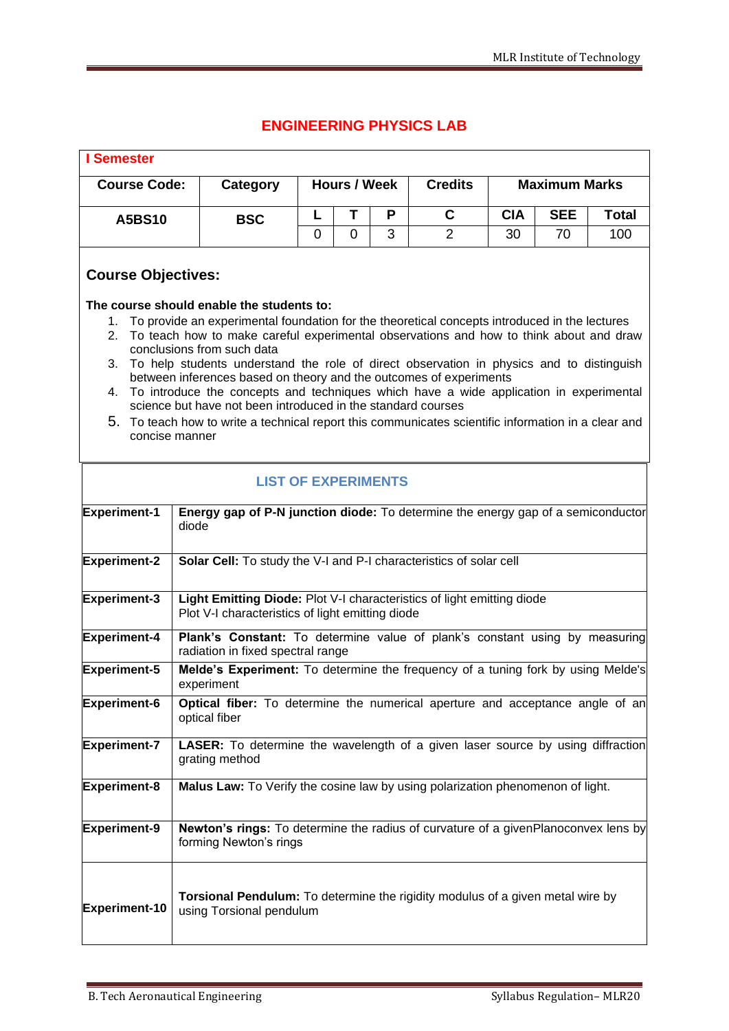# ENGINEERING PHYSICS LAB

| I Semester | | | | | | | | |
|---|---|---|---|---|---|---|---|---|
| **Course Code:** | **Category** | **Hours / Week** | | | **Credits** | **Maximum Marks** | | |
| **A5BS10** | **BSC** | **L** | **T** | **P** | **C** | **CIA** | **SEE** | **Total** |
| | | 0 | 0 | 3 | 2 | 30 | 70 | 100 |

## Course Objectives:

**The course should enable the students to:**

1. To provide an experimental foundation for the theoretical concepts introduced in the lectures
2. To teach how to make careful experimental observations and how to think about and draw conclusions from such data
3. To help students understand the role of direct observation in physics and to distinguish between inferences based on theory and the outcomes of experiments
4. To introduce the concepts and techniques which have a wide application in experimental science but have not been introduced in the standard courses
5. To teach how to write a technical report this communicates scientific information in a clear and concise manner

## LIST OF EXPERIMENTS

| | |
|---|---|
| **Experiment-1** | **Energy gap of P-N junction diode:** To determine the energy gap of a semiconductor diode |
| **Experiment-2** | **Solar Cell:** To study the V-I and P-I characteristics of solar cell |
| **Experiment-3** | **Light Emitting Diode:** Plot V-I characteristics of light emitting diode<br>Plot V-I characteristics of light emitting diode |
| **Experiment-4** | **Plank's Constant:** To determine value of plank's constant using by measuring radiation in fixed spectral range |
| **Experiment-5** | **Melde's Experiment:** To determine the frequency of a tuning fork by using Melde's experiment |
| **Experiment-6** | **Optical fiber:** To determine the numerical aperture and acceptance angle of an optical fiber |
| **Experiment-7** | **LASER:** To determine the wavelength of a given laser source by using diffraction grating method |
| **Experiment-8** | **Malus Law:** To Verify the cosine law by using polarization phenomenon of light. |
| **Experiment-9** | **Newton's rings:** To determine the radius of curvature of a givenPlanoconvex lens by forming Newton's rings |
| **Experiment-10** | **Torsional Pendulum:** To determine the rigidity modulus of a given metal wire by using Torsional pendulum |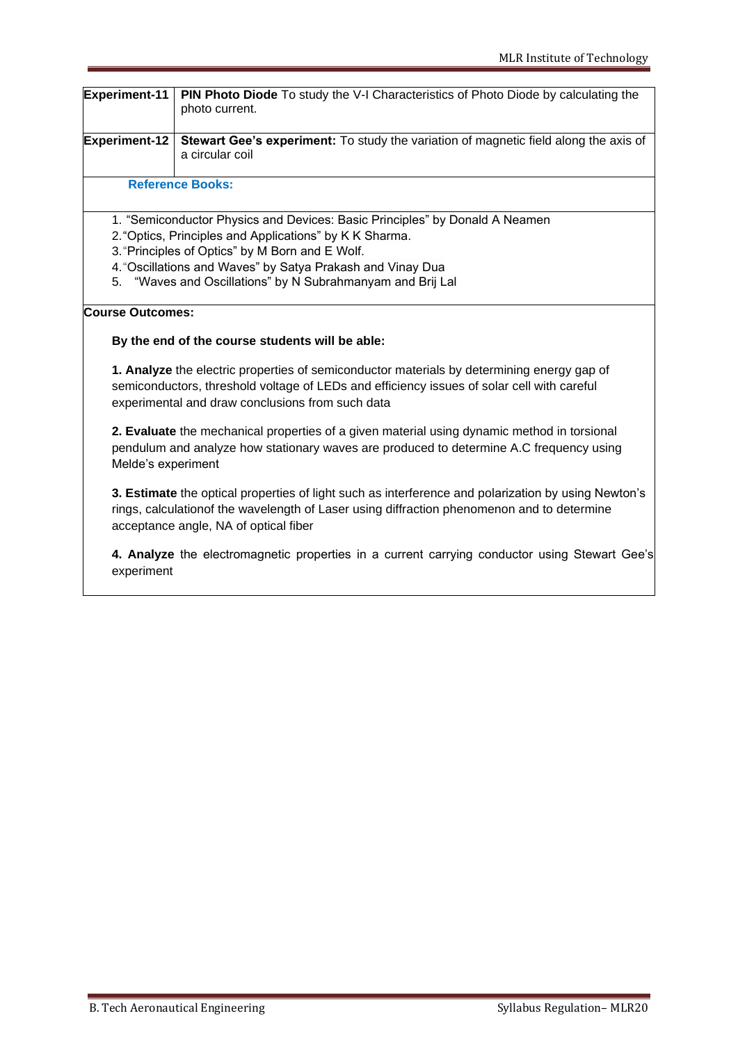| | |
|---|---|
| **Experiment-11** | **PIN Photo Diode** To study the V-I Characteristics of Photo Diode by calculating the photo current. |
| **Experiment-12** | **Stewart Gee's experiment:** To study the variation of magnetic field along the axis of a circular coil |

**Reference Books:**

1. "Semiconductor Physics and Devices: Basic Principles" by Donald A Neamen
2. "Optics, Principles and Applications" by K K Sharma.
3. "Principles of Optics" by M Born and E Wolf.
4. "Oscillations and Waves" by Satya Prakash and Vinay Dua
5. "Waves and Oscillations" by N Subrahmanyam and Brij Lal

**Course Outcomes:**

**By the end of the course students will be able:**

**1. Analyze** the electric properties of semiconductor materials by determining energy gap of semiconductors, threshold voltage of LEDs and efficiency issues of solar cell with careful experimental and draw conclusions from such data

**2. Evaluate** the mechanical properties of a given material using dynamic method in torsional pendulum and analyze how stationary waves are produced to determine A.C frequency using Melde's experiment

**3. Estimate** the optical properties of light such as interference and polarization by using Newton's rings, calculationof the wavelength of Laser using diffraction phenomenon and to determine acceptance angle, NA of optical fiber

**4. Analyze** the electromagnetic properties in a current carrying conductor using Stewart Gee's experiment